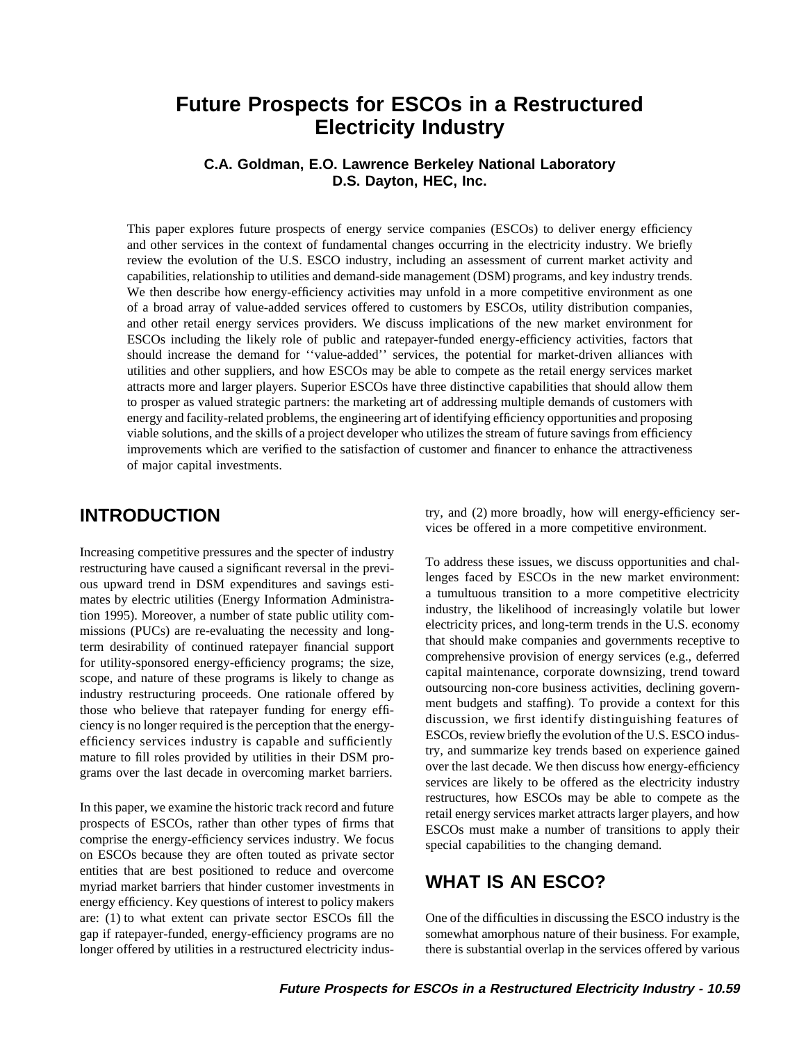# Future Prospects for ESCOs in a Restructured Electricity Industry

**C.A. Goldman, E.O. Lawrence Berkeley National Laboratory**
**D.S. Dayton, HEC, Inc.**

This paper explores future prospects of energy service companies (ESCOs) to deliver energy efficiency and other services in the context of fundamental changes occurring in the electricity industry. We briefly review the evolution of the U.S. ESCO industry, including an assessment of current market activity and capabilities, relationship to utilities and demand-side management (DSM) programs, and key industry trends. We then describe how energy-efficiency activities may unfold in a more competitive environment as one of a broad array of value-added services offered to customers by ESCOs, utility distribution companies, and other retail energy services providers. We discuss implications of the new market environment for ESCOs including the likely role of public and ratepayer-funded energy-efficiency activities, factors that should increase the demand for ''value-added'' services, the potential for market-driven alliances with utilities and other suppliers, and how ESCOs may be able to compete as the retail energy services market attracts more and larger players. Superior ESCOs have three distinctive capabilities that should allow them to prosper as valued strategic partners: the marketing art of addressing multiple demands of customers with energy and facility-related problems, the engineering art of identifying efficiency opportunities and proposing viable solutions, and the skills of a project developer who utilizes the stream of future savings from efficiency improvements which are verified to the satisfaction of customer and financer to enhance the attractiveness of major capital investments.

## INTRODUCTION

Increasing competitive pressures and the specter of industry restructuring have caused a significant reversal in the previous upward trend in DSM expenditures and savings estimates by electric utilities (Energy Information Administration 1995). Moreover, a number of state public utility commissions (PUCs) are re-evaluating the necessity and long-term desirability of continued ratepayer financial support for utility-sponsored energy-efficiency programs; the size, scope, and nature of these programs is likely to change as industry restructuring proceeds. One rationale offered by those who believe that ratepayer funding for energy efficiency is no longer required is the perception that the energy-efficiency services industry is capable and sufficiently mature to fill roles provided by utilities in their DSM programs over the last decade in overcoming market barriers.

In this paper, we examine the historic track record and future prospects of ESCOs, rather than other types of firms that comprise the energy-efficiency services industry. We focus on ESCOs because they are often touted as private sector entities that are best positioned to reduce and overcome myriad market barriers that hinder customer investments in energy efficiency. Key questions of interest to policy makers are: (1) to what extent can private sector ESCOs fill the gap if ratepayer-funded, energy-efficiency programs are no longer offered by utilities in a restructured electricity industry, and (2) more broadly, how will energy-efficiency services be offered in a more competitive environment.

To address these issues, we discuss opportunities and challenges faced by ESCOs in the new market environment: a tumultuous transition to a more competitive electricity industry, the likelihood of increasingly volatile but lower electricity prices, and long-term trends in the U.S. economy that should make companies and governments receptive to comprehensive provision of energy services (e.g., deferred capital maintenance, corporate downsizing, trend toward outsourcing non-core business activities, declining government budgets and staffing). To provide a context for this discussion, we first identify distinguishing features of ESCOs, review briefly the evolution of the U.S. ESCO industry, and summarize key trends based on experience gained over the last decade. We then discuss how energy-efficiency services are likely to be offered as the electricity industry restructures, how ESCOs may be able to compete as the retail energy services market attracts larger players, and how ESCOs must make a number of transitions to apply their special capabilities to the changing demand.

## WHAT IS AN ESCO?

One of the difficulties in discussing the ESCO industry is the somewhat amorphous nature of their business. For example, there is substantial overlap in the services offered by various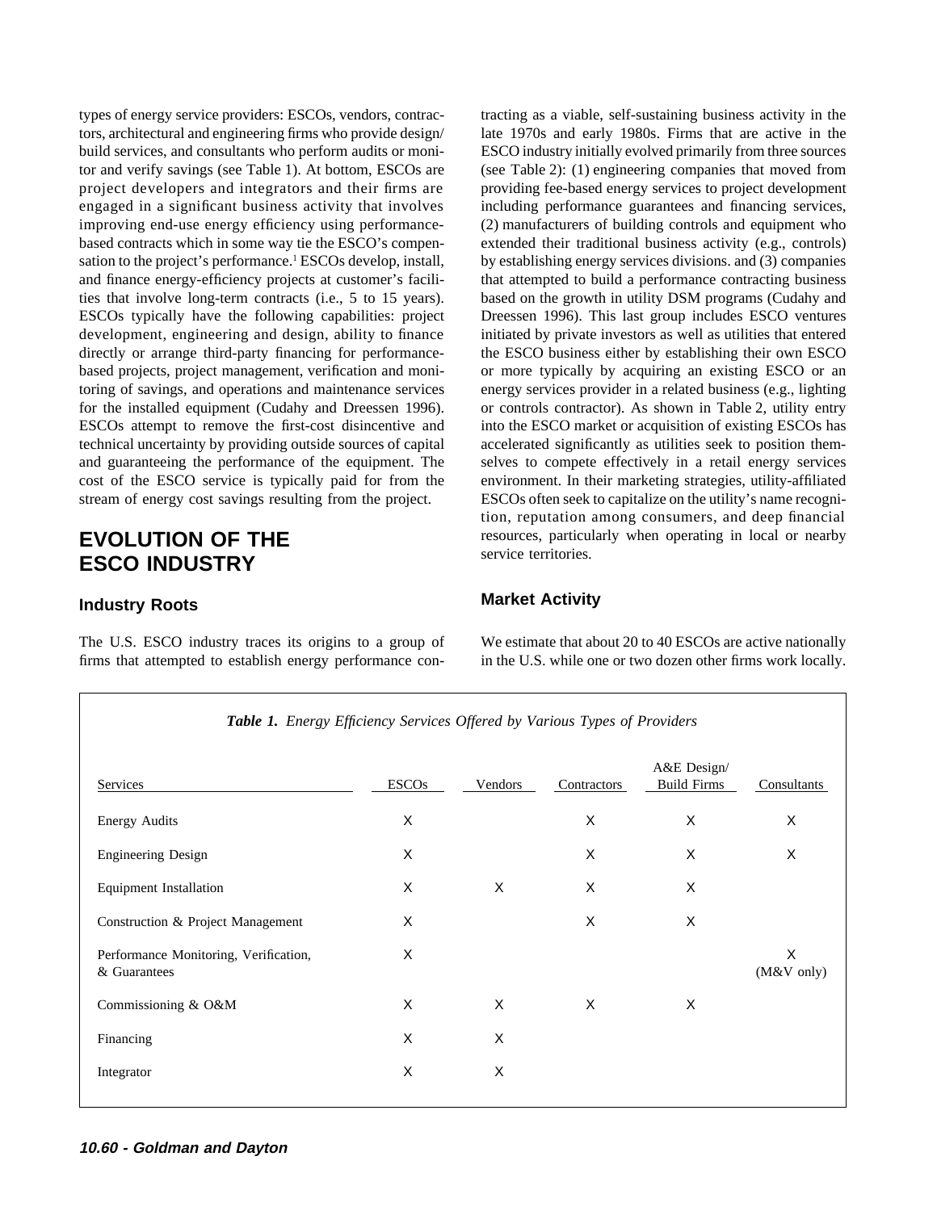types of energy service providers: ESCOs, vendors, contractors, architectural and engineering firms who provide design/ build services, and consultants who perform audits or monitor and verify savings (see Table 1). At bottom, ESCOs are project developers and integrators and their firms are engaged in a significant business activity that involves improving end-use energy efficiency using performance-based contracts which in some way tie the ESCO's compensation to the project's performance.[1] ESCOs develop, install, and finance energy-efficiency projects at customer's facilities that involve long-term contracts (i.e., 5 to 15 years). ESCOs typically have the following capabilities: project development, engineering and design, ability to finance directly or arrange third-party financing for performance-based projects, project management, verification and monitoring of savings, and operations and maintenance services for the installed equipment (Cudahy and Dreessen 1996). ESCOs attempt to remove the first-cost disincentive and technical uncertainty by providing outside sources of capital and guaranteeing the performance of the equipment. The cost of the ESCO service is typically paid for from the stream of energy cost savings resulting from the project.

# EVOLUTION OF THE ESCO INDUSTRY

## Industry Roots

The U.S. ESCO industry traces its origins to a group of firms that attempted to establish energy performance contracting as a viable, self-sustaining business activity in the late 1970s and early 1980s. Firms that are active in the ESCO industry initially evolved primarily from three sources (see Table 2): (1) engineering companies that moved from providing fee-based energy services to project development including performance guarantees and financing services, (2) manufacturers of building controls and equipment who extended their traditional business activity (e.g., controls) by establishing energy services divisions. and (3) companies that attempted to build a performance contracting business based on the growth in utility DSM programs (Cudahy and Dreessen 1996). This last group includes ESCO ventures initiated by private investors as well as utilities that entered the ESCO business either by establishing their own ESCO or more typically by acquiring an existing ESCO or an energy services provider in a related business (e.g., lighting or controls contractor). As shown in Table 2, utility entry into the ESCO market or acquisition of existing ESCOs has accelerated significantly as utilities seek to position themselves to compete effectively in a retail energy services environment. In their marketing strategies, utility-affiliated ESCOs often seek to capitalize on the utility's name recognition, reputation among consumers, and deep financial resources, particularly when operating in local or nearby service territories.

## Market Activity

We estimate that about 20 to 40 ESCOs are active nationally in the U.S. while one or two dozen other firms work locally.

***Table 1.*** *Energy Efficiency Services Offered by Various Types of Providers*

| Services | ESCOs | Vendors | Contractors | A&E Design/ Build Firms | Consultants |
|---|---|---|---|---|---|
| Energy Audits | X | | X | X | X |
| Engineering Design | X | | X | X | X |
| Equipment Installation | X | X | X | X | |
| Construction & Project Management | X | | X | X | |
| Performance Monitoring, Verification, & Guarantees | X | | | | X (M&V only) |
| Commissioning & O&M | X | X | X | X | |
| Financing | X | X | | | |
| Integrator | X | X | | | |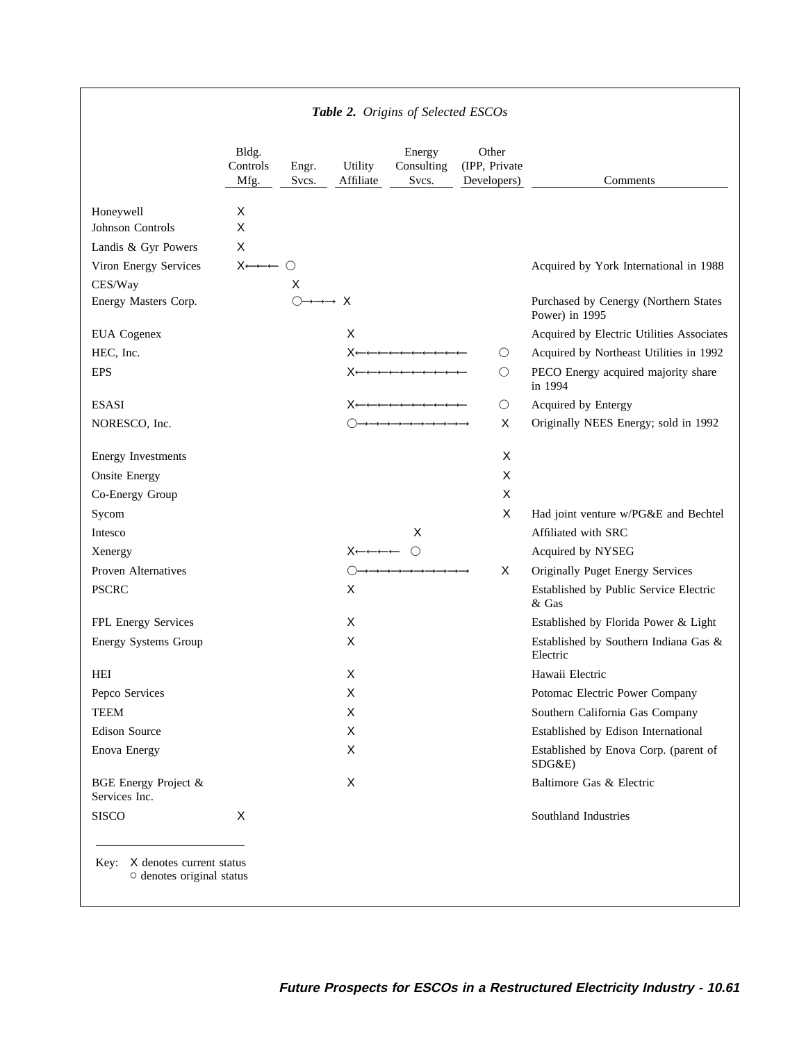*Table 2. Origins of Selected ESCOs*

| | Bldg. Controls Mfg. | Engr. Svcs. | Utility Affiliate | Energy Consulting Svcs. | Other (IPP, Private Developers) | Comments |
|---|---|---|---|---|---|---|
| Honeywell | X | | | | | |
| Johnson Controls | X | | | | | |
| Landis & Gyr Powers | X | | | | | |
| Viron Energy Services | X←←← | ○ | | | | Acquired by York International in 1988 |
| CES/Way | | X | | | | |
| Energy Masters Corp. | | ○→→→ | X | | | Purchased by Cenergy (Northern States Power) in 1995 |
| EUA Cogenex | | | X | | | Acquired by Electric Utilities Associates |
| HEC, Inc. | | | X←←←←←←←←←←← | | ○ | Acquired by Northeast Utilities in 1992 |
| EPS | | | X←←←←←←←←←←← | | ○ | PECO Energy acquired majority share in 1994 |
| ESASI | | | X←←←←←←←←←←← | | ○ | Acquired by Entergy |
| NORESCO, Inc. | | | ○→→→→→→→→→→→ | | X | Originally NEES Energy; sold in 1992 |
| Energy Investments | | | | | X | |
| Onsite Energy | | | | | X | |
| Co-Energy Group | | | | | X | |
| Sycom | | | | | X | Had joint venture w/PG&E and Bechtel |
| Intesco | | | | X | | Affiliated with SRC |
| Xenergy | | | X←←←← | ○ | | Acquired by NYSEG |
| Proven Alternatives | | | ○→→→→→→→→→→→ | | X | Originally Puget Energy Services |
| PSCRC | | | X | | | Established by Public Service Electric & Gas |
| FPL Energy Services | | | X | | | Established by Florida Power & Light |
| Energy Systems Group | | | X | | | Established by Southern Indiana Gas & Electric |
| HEI | | | X | | | Hawaii Electric |
| Pepco Services | | | X | | | Potomac Electric Power Company |
| TEEM | | | X | | | Southern California Gas Company |
| Edison Source | | | X | | | Established by Edison International |
| Enova Energy | | | X | | | Established by Enova Corp. (parent of SDG&E) |
| BGE Energy Project & Services Inc. | | | X | | | Baltimore Gas & Electric |
| SISCO | X | | | | | Southland Industries |

Key: X denotes current status
○ denotes original status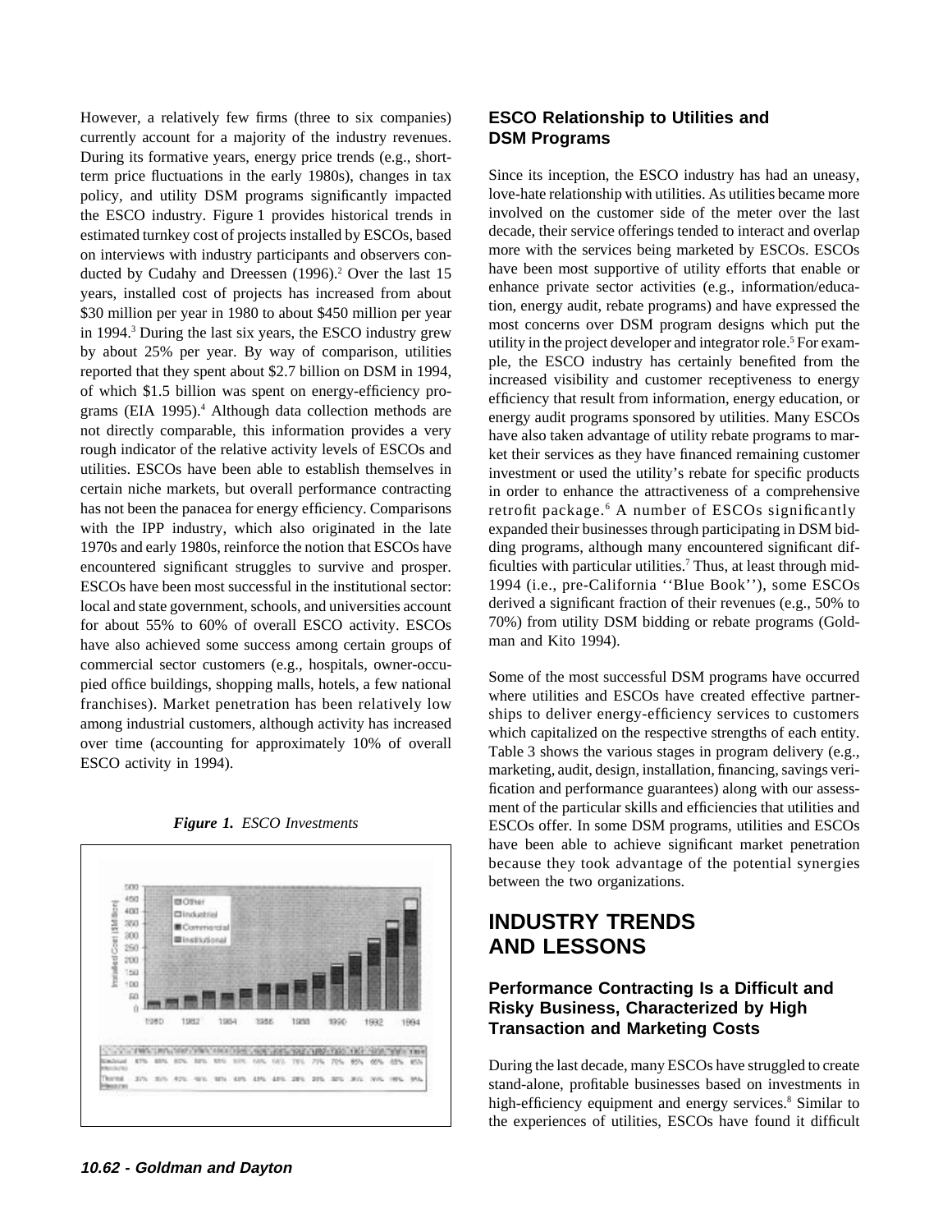However, a relatively few firms (three to six companies) currently account for a majority of the industry revenues. During its formative years, energy price trends (e.g., short-term price fluctuations in the early 1980s), changes in tax policy, and utility DSM programs significantly impacted the ESCO industry. Figure 1 provides historical trends in estimated turnkey cost of projects installed by ESCOs, based on interviews with industry participants and observers conducted by Cudahy and Dreessen (1996).[2] Over the last 15 years, installed cost of projects has increased from about $30 million per year in 1980 to about $450 million per year in 1994.[3] During the last six years, the ESCO industry grew by about 25% per year. By way of comparison, utilities reported that they spent about $2.7 billion on DSM in 1994, of which $1.5 billion was spent on energy-efficiency programs (EIA 1995).[4] Although data collection methods are not directly comparable, this information provides a very rough indicator of the relative activity levels of ESCOs and utilities. ESCOs have been able to establish themselves in certain niche markets, but overall performance contracting has not been the panacea for energy efficiency. Comparisons with the IPP industry, which also originated in the late 1970s and early 1980s, reinforce the notion that ESCOs have encountered significant struggles to survive and prosper. ESCOs have been most successful in the institutional sector: local and state government, schools, and universities account for about 55% to 60% of overall ESCO activity. ESCOs have also achieved some success among certain groups of commercial sector customers (e.g., hospitals, owner-occupied office buildings, shopping malls, hotels, a few national franchises). Market penetration has been relatively low among industrial customers, although activity has increased over time (accounting for approximately 10% of overall ESCO activity in 1994).

*Figure 1. ESCO Investments*

## ESCO Relationship to Utilities and DSM Programs

Since its inception, the ESCO industry has had an uneasy, love-hate relationship with utilities. As utilities became more involved on the customer side of the meter over the last decade, their service offerings tended to interact and overlap more with the services being marketed by ESCOs. ESCOs have been most supportive of utility efforts that enable or enhance private sector activities (e.g., information/education, energy audit, rebate programs) and have expressed the most concerns over DSM program designs which put the utility in the project developer and integrator role.[5] For example, the ESCO industry has certainly benefited from the increased visibility and customer receptiveness to energy efficiency that result from information, energy education, or energy audit programs sponsored by utilities. Many ESCOs have also taken advantage of utility rebate programs to market their services as they have financed remaining customer investment or used the utility's rebate for specific products in order to enhance the attractiveness of a comprehensive retrofit package.[6] A number of ESCOs significantly expanded their businesses through participating in DSM bidding programs, although many encountered significant difficulties with particular utilities.[7] Thus, at least through mid-1994 (i.e., pre-California ''Blue Book''), some ESCOs derived a significant fraction of their revenues (e.g., 50% to 70%) from utility DSM bidding or rebate programs (Goldman and Kito 1994).

Some of the most successful DSM programs have occurred where utilities and ESCOs have created effective partnerships to deliver energy-efficiency services to customers which capitalized on the respective strengths of each entity. Table 3 shows the various stages in program delivery (e.g., marketing, audit, design, installation, financing, savings verification and performance guarantees) along with our assessment of the particular skills and efficiencies that utilities and ESCOs offer. In some DSM programs, utilities and ESCOs have been able to achieve significant market penetration because they took advantage of the potential synergies between the two organizations.

# INDUSTRY TRENDS AND LESSONS

## Performance Contracting Is a Difficult and Risky Business, Characterized by High Transaction and Marketing Costs

During the last decade, many ESCOs have struggled to create stand-alone, profitable businesses based on investments in high-efficiency equipment and energy services.[8] Similar to the experiences of utilities, ESCOs have found it difficult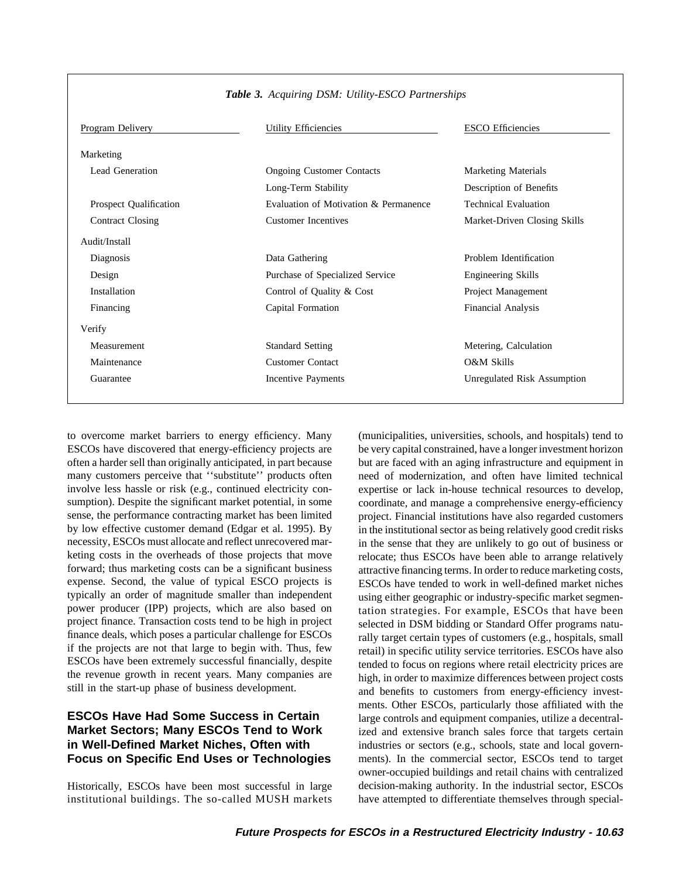*Table 3. Acquiring DSM: Utility-ESCO Partnerships*

| Program Delivery | Utility Efficiencies | ESCO Efficiencies |
|---|---|---|
| Marketing | | |
| Lead Generation | Ongoing Customer Contacts | Marketing Materials |
| | Long-Term Stability | Description of Benefits |
| Prospect Qualification | Evaluation of Motivation & Permanence | Technical Evaluation |
| Contract Closing | Customer Incentives | Market-Driven Closing Skills |
| Audit/Install | | |
| Diagnosis | Data Gathering | Problem Identification |
| Design | Purchase of Specialized Service | Engineering Skills |
| Installation | Control of Quality & Cost | Project Management |
| Financing | Capital Formation | Financial Analysis |
| Verify | | |
| Measurement | Standard Setting | Metering, Calculation |
| Maintenance | Customer Contact | O&M Skills |
| Guarantee | Incentive Payments | Unregulated Risk Assumption |

to overcome market barriers to energy efficiency. Many ESCOs have discovered that energy-efficiency projects are often a harder sell than originally anticipated, in part because many customers perceive that ''substitute'' products often involve less hassle or risk (e.g., continued electricity consumption). Despite the significant market potential, in some sense, the performance contracting market has been limited by low effective customer demand (Edgar et al. 1995). By necessity, ESCOs must allocate and reflect unrecovered marketing costs in the overheads of those projects that move forward; thus marketing costs can be a significant business expense. Second, the value of typical ESCO projects is typically an order of magnitude smaller than independent power producer (IPP) projects, which are also based on project finance. Transaction costs tend to be high in project finance deals, which poses a particular challenge for ESCOs if the projects are not that large to begin with. Thus, few ESCOs have been extremely successful financially, despite the revenue growth in recent years. Many companies are still in the start-up phase of business development.

## ESCOs Have Had Some Success in Certain Market Sectors; Many ESCOs Tend to Work in Well-Defined Market Niches, Often with Focus on Specific End Uses or Technologies

Historically, ESCOs have been most successful in large institutional buildings. The so-called MUSH markets (municipalities, universities, schools, and hospitals) tend to be very capital constrained, have a longer investment horizon but are faced with an aging infrastructure and equipment in need of modernization, and often have limited technical expertise or lack in-house technical resources to develop, coordinate, and manage a comprehensive energy-efficiency project. Financial institutions have also regarded customers in the institutional sector as being relatively good credit risks in the sense that they are unlikely to go out of business or relocate; thus ESCOs have been able to arrange relatively attractive financing terms. In order to reduce marketing costs, ESCOs have tended to work in well-defined market niches using either geographic or industry-specific market segmentation strategies. For example, ESCOs that have been selected in DSM bidding or Standard Offer programs naturally target certain types of customers (e.g., hospitals, small retail) in specific utility service territories. ESCOs have also tended to focus on regions where retail electricity prices are high, in order to maximize differences between project costs and benefits to customers from energy-efficiency investments. Other ESCOs, particularly those affiliated with the large controls and equipment companies, utilize a decentralized and extensive branch sales force that targets certain industries or sectors (e.g., schools, state and local governments). In the commercial sector, ESCOs tend to target owner-occupied buildings and retail chains with centralized decision-making authority. In the industrial sector, ESCOs have attempted to differentiate themselves through special-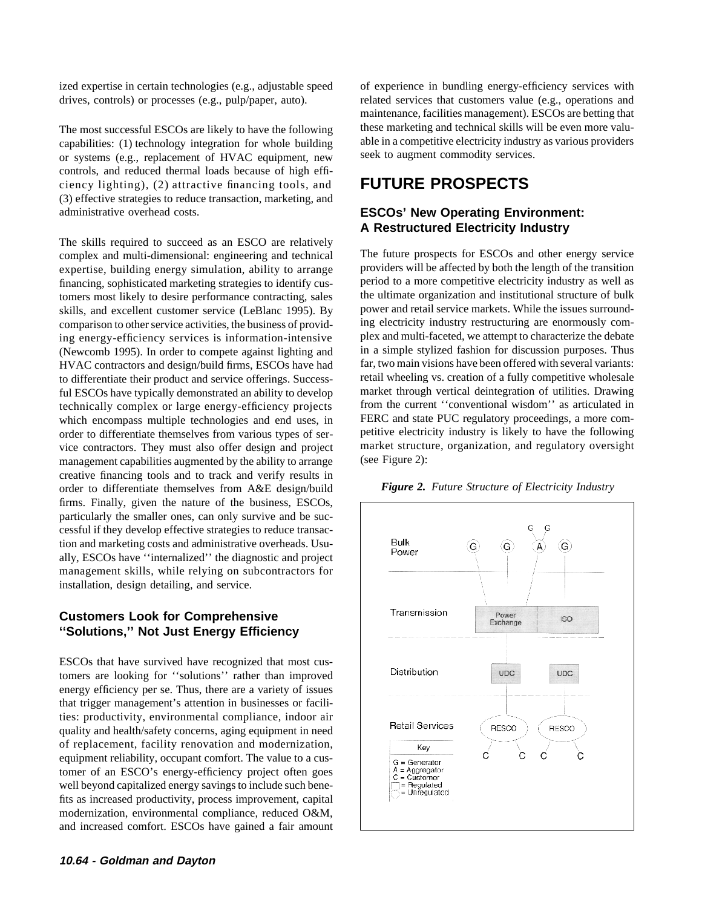ized expertise in certain technologies (e.g., adjustable speed drives, controls) or processes (e.g., pulp/paper, auto).

The most successful ESCOs are likely to have the following capabilities: (1) technology integration for whole building or systems (e.g., replacement of HVAC equipment, new controls, and reduced thermal loads because of high efficiency lighting), (2) attractive financing tools, and (3) effective strategies to reduce transaction, marketing, and administrative overhead costs.

The skills required to succeed as an ESCO are relatively complex and multi-dimensional: engineering and technical expertise, building energy simulation, ability to arrange financing, sophisticated marketing strategies to identify customers most likely to desire performance contracting, sales skills, and excellent customer service (LeBlanc 1995). By comparison to other service activities, the business of providing energy-efficiency services is information-intensive (Newcomb 1995). In order to compete against lighting and HVAC contractors and design/build firms, ESCOs have had to differentiate their product and service offerings. Successful ESCOs have typically demonstrated an ability to develop technically complex or large energy-efficiency projects which encompass multiple technologies and end uses, in order to differentiate themselves from various types of service contractors. They must also offer design and project management capabilities augmented by the ability to arrange creative financing tools and to track and verify results in order to differentiate themselves from A&E design/build firms. Finally, given the nature of the business, ESCOs, particularly the smaller ones, can only survive and be successful if they develop effective strategies to reduce transaction and marketing costs and administrative overheads. Usually, ESCOs have ''internalized'' the diagnostic and project management skills, while relying on subcontractors for installation, design detailing, and service.

### Customers Look for Comprehensive ''Solutions,'' Not Just Energy Efficiency

ESCOs that have survived have recognized that most customers are looking for ''solutions'' rather than improved energy efficiency per se. Thus, there are a variety of issues that trigger management's attention in businesses or facilities: productivity, environmental compliance, indoor air quality and health/safety concerns, aging equipment in need of replacement, facility renovation and modernization, equipment reliability, occupant comfort. The value to a customer of an ESCO's energy-efficiency project often goes well beyond capitalized energy savings to include such benefits as increased productivity, process improvement, capital modernization, environmental compliance, reduced O&M, and increased comfort. ESCOs have gained a fair amount of experience in bundling energy-efficiency services with related services that customers value (e.g., operations and maintenance, facilities management). ESCOs are betting that these marketing and technical skills will be even more valuable in a competitive electricity industry as various providers seek to augment commodity services.

## FUTURE PROSPECTS

### ESCOs' New Operating Environment: A Restructured Electricity Industry

The future prospects for ESCOs and other energy service providers will be affected by both the length of the transition period to a more competitive electricity industry as well as the ultimate organization and institutional structure of bulk power and retail service markets. While the issues surrounding electricity industry restructuring are enormously complex and multi-faceted, we attempt to characterize the debate in a simple stylized fashion for discussion purposes. Thus far, two main visions have been offered with several variants: retail wheeling vs. creation of a fully competitive wholesale market through vertical deintegration of utilities. Drawing from the current ''conventional wisdom'' as articulated in FERC and state PUC regulatory proceedings, a more competitive electricity industry is likely to have the following market structure, organization, and regulatory oversight (see Figure 2):

***Figure 2.*** *Future Structure of Electricity Industry*

Bulk Power: G, G, A (G, G), G
Transmission: Power Exchange | ISO
Distribution: UDC, UDC
Retail Services: RESCO, RESCO
C C C C

Key: G = Generator; A = Aggregator; C = Customer; □ = Regulated; ○ = Unregulated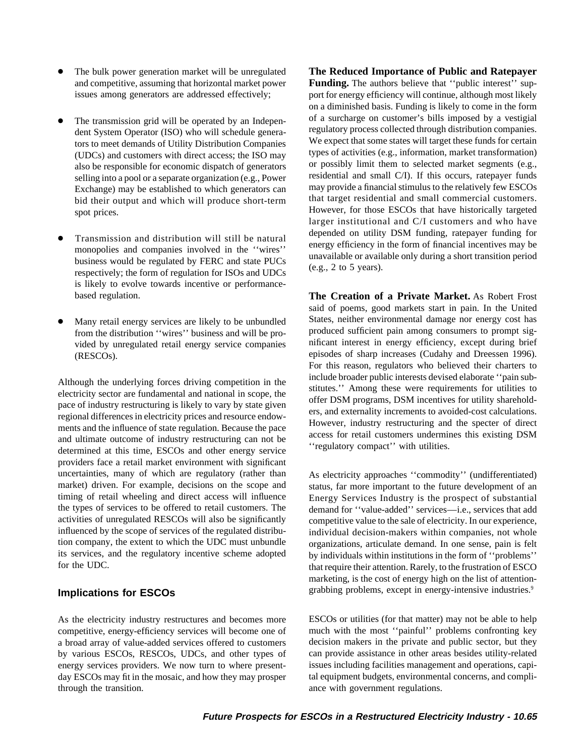- The bulk power generation market will be unregulated and competitive, assuming that horizontal market power issues among generators are addressed effectively;

- The transmission grid will be operated by an Independent System Operator (ISO) who will schedule generators to meet demands of Utility Distribution Companies (UDCs) and customers with direct access; the ISO may also be responsible for economic dispatch of generators selling into a pool or a separate organization (e.g., Power Exchange) may be established to which generators can bid their output and which will produce short-term spot prices.

- Transmission and distribution will still be natural monopolies and companies involved in the ''wires'' business would be regulated by FERC and state PUCs respectively; the form of regulation for ISOs and UDCs is likely to evolve towards incentive or performance-based regulation.

- Many retail energy services are likely to be unbundled from the distribution ''wires'' business and will be provided by unregulated retail energy service companies (RESCOs).

Although the underlying forces driving competition in the electricity sector are fundamental and national in scope, the pace of industry restructuring is likely to vary by state given regional differences in electricity prices and resource endowments and the influence of state regulation. Because the pace and ultimate outcome of industry restructuring can not be determined at this time, ESCOs and other energy service providers face a retail market environment with significant uncertainties, many of which are regulatory (rather than market) driven. For example, decisions on the scope and timing of retail wheeling and direct access will influence the types of services to be offered to retail customers. The activities of unregulated RESCOs will also be significantly influenced by the scope of services of the regulated distribution company, the extent to which the UDC must unbundle its services, and the regulatory incentive scheme adopted for the UDC.

## Implications for ESCOs

As the electricity industry restructures and becomes more competitive, energy-efficiency services will become one of a broad array of value-added services offered to customers by various ESCOs, RESCOs, UDCs, and other types of energy services providers. We now turn to where present-day ESCOs may fit in the mosaic, and how they may prosper through the transition.

**The Reduced Importance of Public and Ratepayer Funding.** The authors believe that ''public interest'' support for energy efficiency will continue, although most likely on a diminished basis. Funding is likely to come in the form of a surcharge on customer's bills imposed by a vestigial regulatory process collected through distribution companies. We expect that some states will target these funds for certain types of activities (e.g., information, market transformation) or possibly limit them to selected market segments (e.g., residential and small C/I). If this occurs, ratepayer funds may provide a financial stimulus to the relatively few ESCOs that target residential and small commercial customers. However, for those ESCOs that have historically targeted larger institutional and C/I customers and who have depended on utility DSM funding, ratepayer funding for energy efficiency in the form of financial incentives may be unavailable or available only during a short transition period (e.g., 2 to 5 years).

**The Creation of a Private Market.** As Robert Frost said of poems, good markets start in pain. In the United States, neither environmental damage nor energy cost has produced sufficient pain among consumers to prompt significant interest in energy efficiency, except during brief episodes of sharp increases (Cudahy and Dreessen 1996). For this reason, regulators who believed their charters to include broader public interests devised elaborate ''pain substitutes.'' Among these were requirements for utilities to offer DSM programs, DSM incentives for utility shareholders, and externality increments to avoided-cost calculations. However, industry restructuring and the specter of direct access for retail customers undermines this existing DSM ''regulatory compact'' with utilities.

As electricity approaches ''commodity'' (undifferentiated) status, far more important to the future development of an Energy Services Industry is the prospect of substantial demand for ''value-added'' services—i.e., services that add competitive value to the sale of electricity. In our experience, individual decision-makers within companies, not whole organizations, articulate demand. In one sense, pain is felt by individuals within institutions in the form of ''problems'' that require their attention. Rarely, to the frustration of ESCO marketing, is the cost of energy high on the list of attention-grabbing problems, except in energy-intensive industries.[9]

ESCOs or utilities (for that matter) may not be able to help much with the most ''painful'' problems confronting key decision makers in the private and public sector, but they can provide assistance in other areas besides utility-related issues including facilities management and operations, capital equipment budgets, environmental concerns, and compliance with government regulations.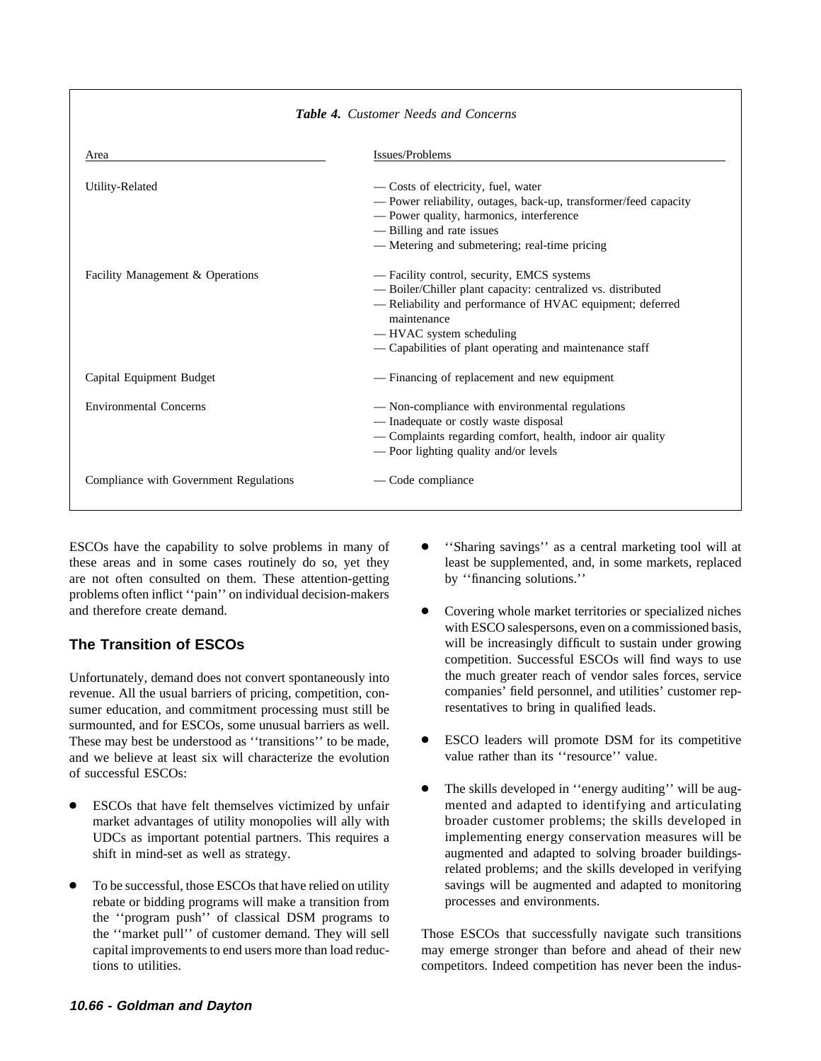*Table 4. Customer Needs and Concerns*

| Area | Issues/Problems |
|---|---|
| Utility-Related | — Costs of electricity, fuel, water<br>— Power reliability, outages, back-up, transformer/feed capacity<br>— Power quality, harmonics, interference<br>— Billing and rate issues<br>— Metering and submetering; real-time pricing |
| Facility Management & Operations | — Facility control, security, EMCS systems<br>— Boiler/Chiller plant capacity: centralized vs. distributed<br>— Reliability and performance of HVAC equipment; deferred maintenance<br>— HVAC system scheduling<br>— Capabilities of plant operating and maintenance staff |
| Capital Equipment Budget | — Financing of replacement and new equipment |
| Environmental Concerns | — Non-compliance with environmental regulations<br>— Inadequate or costly waste disposal<br>— Complaints regarding comfort, health, indoor air quality<br>— Poor lighting quality and/or levels |
| Compliance with Government Regulations | — Code compliance |

ESCOs have the capability to solve problems in many of these areas and in some cases routinely do so, yet they are not often consulted on them. These attention-getting problems often inflict ''pain'' on individual decision-makers and therefore create demand.

## The Transition of ESCOs

Unfortunately, demand does not convert spontaneously into revenue. All the usual barriers of pricing, competition, consumer education, and commitment processing must still be surmounted, and for ESCOs, some unusual barriers as well. These may best be understood as ''transitions'' to be made, and we believe at least six will characterize the evolution of successful ESCOs:

- ESCOs that have felt themselves victimized by unfair market advantages of utility monopolies will ally with UDCs as important potential partners. This requires a shift in mind-set as well as strategy.
- To be successful, those ESCOs that have relied on utility rebate or bidding programs will make a transition from the ''program push'' of classical DSM programs to the ''market pull'' of customer demand. They will sell capital improvements to end users more than load reductions to utilities.
- ''Sharing savings'' as a central marketing tool will at least be supplemented, and, in some markets, replaced by ''financing solutions.''
- Covering whole market territories or specialized niches with ESCO salespersons, even on a commissioned basis, will be increasingly difficult to sustain under growing competition. Successful ESCOs will find ways to use the much greater reach of vendor sales forces, service companies' field personnel, and utilities' customer representatives to bring in qualified leads.
- ESCO leaders will promote DSM for its competitive value rather than its ''resource'' value.
- The skills developed in ''energy auditing'' will be augmented and adapted to identifying and articulating broader customer problems; the skills developed in implementing energy conservation measures will be augmented and adapted to solving broader buildings-related problems; and the skills developed in verifying savings will be augmented and adapted to monitoring processes and environments.

Those ESCOs that successfully navigate such transitions may emerge stronger than before and ahead of their new competitors. Indeed competition has never been the indus-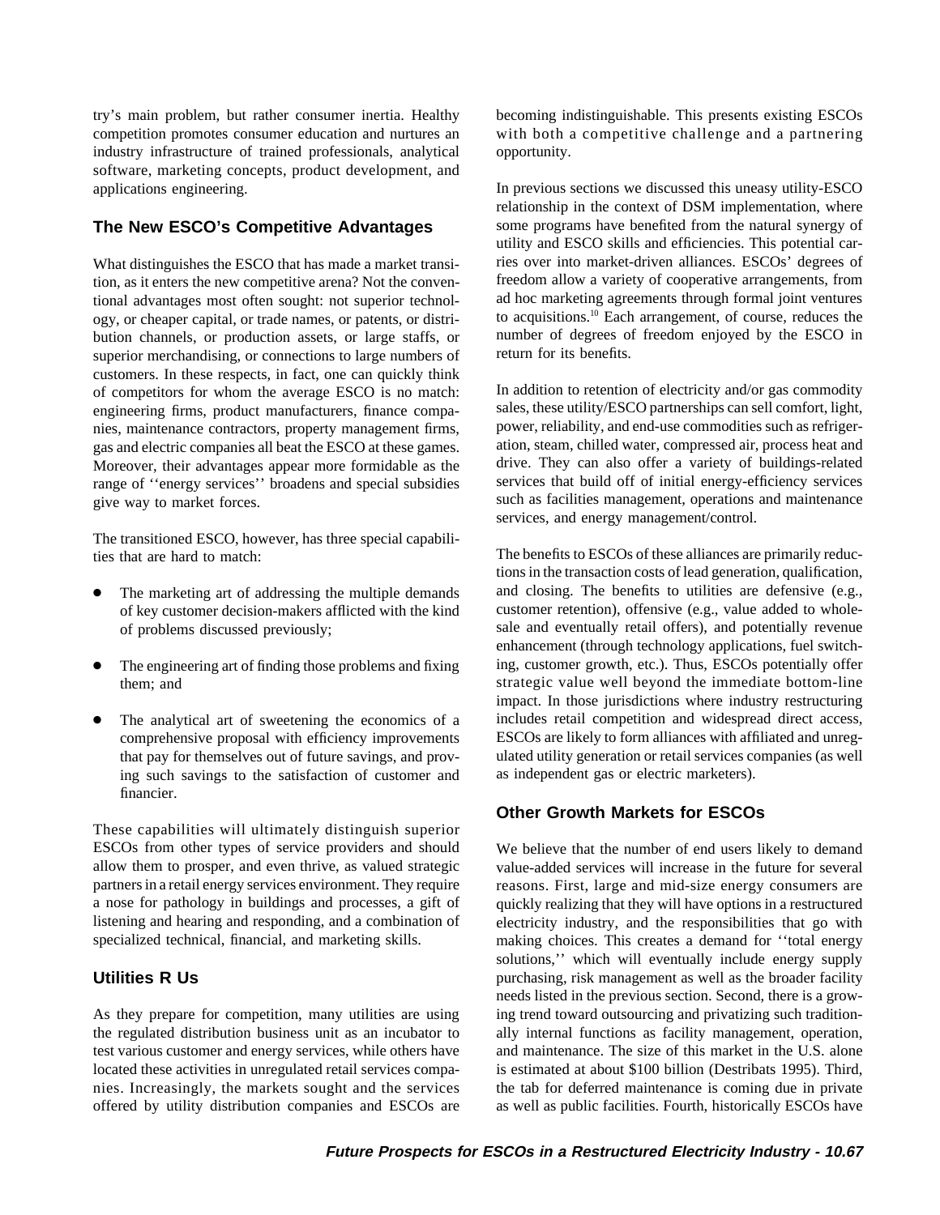try's main problem, but rather consumer inertia. Healthy competition promotes consumer education and nurtures an industry infrastructure of trained professionals, analytical software, marketing concepts, product development, and applications engineering.

## The New ESCO's Competitive Advantages

What distinguishes the ESCO that has made a market transition, as it enters the new competitive arena? Not the conventional advantages most often sought: not superior technology, or cheaper capital, or trade names, or patents, or distribution channels, or production assets, or large staffs, or superior merchandising, or connections to large numbers of customers. In these respects, in fact, one can quickly think of competitors for whom the average ESCO is no match: engineering firms, product manufacturers, finance companies, maintenance contractors, property management firms, gas and electric companies all beat the ESCO at these games. Moreover, their advantages appear more formidable as the range of ''energy services'' broadens and special subsidies give way to market forces.

The transitioned ESCO, however, has three special capabilities that are hard to match:

- The marketing art of addressing the multiple demands of key customer decision-makers afflicted with the kind of problems discussed previously;
- The engineering art of finding those problems and fixing them; and
- The analytical art of sweetening the economics of a comprehensive proposal with efficiency improvements that pay for themselves out of future savings, and proving such savings to the satisfaction of customer and financier.

These capabilities will ultimately distinguish superior ESCOs from other types of service providers and should allow them to prosper, and even thrive, as valued strategic partners in a retail energy services environment. They require a nose for pathology in buildings and processes, a gift of listening and hearing and responding, and a combination of specialized technical, financial, and marketing skills.

## Utilities R Us

As they prepare for competition, many utilities are using the regulated distribution business unit as an incubator to test various customer and energy services, while others have located these activities in unregulated retail services companies. Increasingly, the markets sought and the services offered by utility distribution companies and ESCOs are becoming indistinguishable. This presents existing ESCOs with both a competitive challenge and a partnering opportunity.

In previous sections we discussed this uneasy utility-ESCO relationship in the context of DSM implementation, where some programs have benefited from the natural synergy of utility and ESCO skills and efficiencies. This potential carries over into market-driven alliances. ESCOs' degrees of freedom allow a variety of cooperative arrangements, from ad hoc marketing agreements through formal joint ventures to acquisitions.[10] Each arrangement, of course, reduces the number of degrees of freedom enjoyed by the ESCO in return for its benefits.

In addition to retention of electricity and/or gas commodity sales, these utility/ESCO partnerships can sell comfort, light, power, reliability, and end-use commodities such as refrigeration, steam, chilled water, compressed air, process heat and drive. They can also offer a variety of buildings-related services that build off of initial energy-efficiency services such as facilities management, operations and maintenance services, and energy management/control.

The benefits to ESCOs of these alliances are primarily reductions in the transaction costs of lead generation, qualification, and closing. The benefits to utilities are defensive (e.g., customer retention), offensive (e.g., value added to wholesale and eventually retail offers), and potentially revenue enhancement (through technology applications, fuel switching, customer growth, etc.). Thus, ESCOs potentially offer strategic value well beyond the immediate bottom-line impact. In those jurisdictions where industry restructuring includes retail competition and widespread direct access, ESCOs are likely to form alliances with affiliated and unregulated utility generation or retail services companies (as well as independent gas or electric marketers).

## Other Growth Markets for ESCOs

We believe that the number of end users likely to demand value-added services will increase in the future for several reasons. First, large and mid-size energy consumers are quickly realizing that they will have options in a restructured electricity industry, and the responsibilities that go with making choices. This creates a demand for ''total energy solutions,'' which will eventually include energy supply purchasing, risk management as well as the broader facility needs listed in the previous section. Second, there is a growing trend toward outsourcing and privatizing such traditionally internal functions as facility management, operation, and maintenance. The size of this market in the U.S. alone is estimated at about $100 billion (Destribats 1995). Third, the tab for deferred maintenance is coming due in private as well as public facilities. Fourth, historically ESCOs have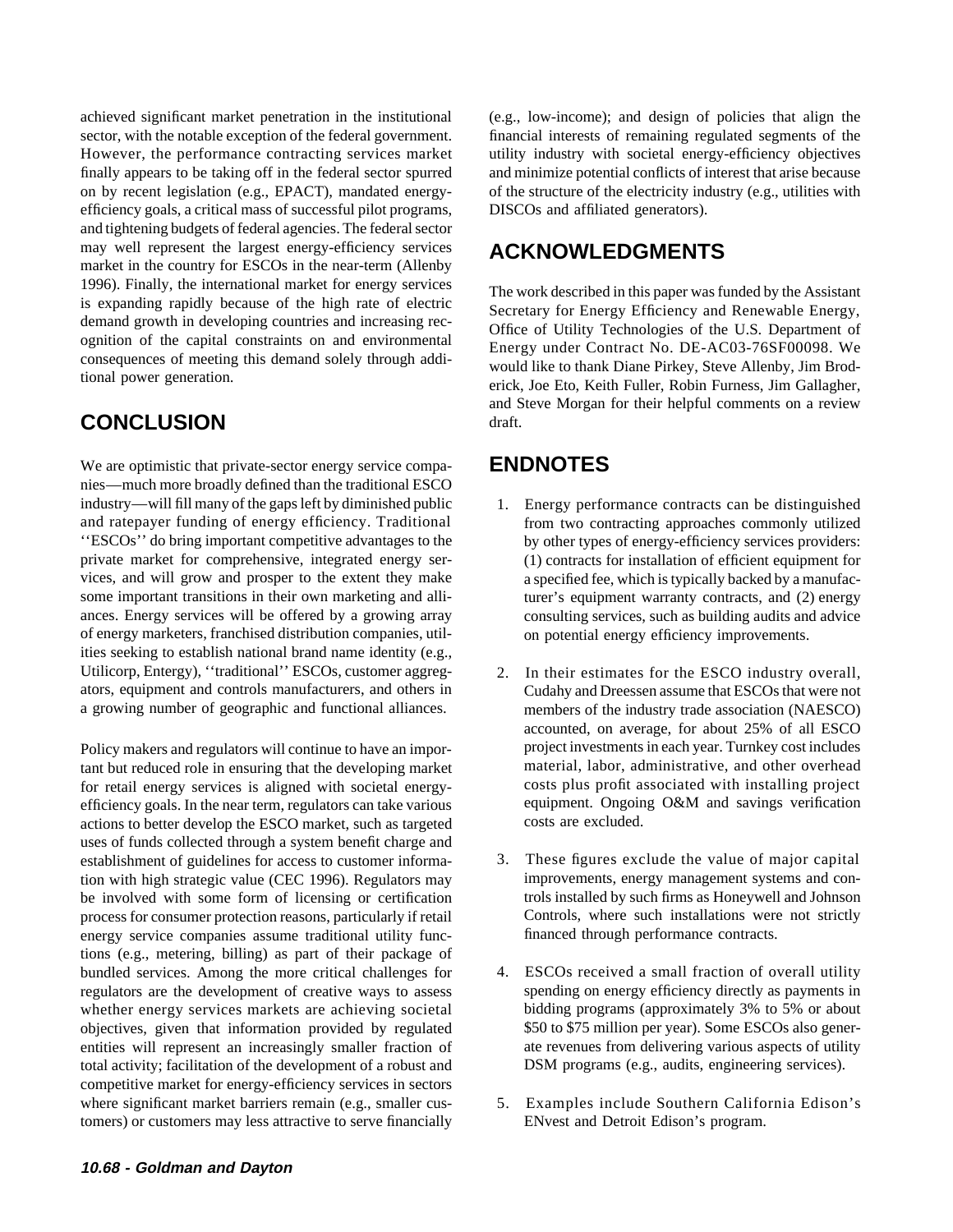achieved significant market penetration in the institutional sector, with the notable exception of the federal government. However, the performance contracting services market finally appears to be taking off in the federal sector spurred on by recent legislation (e.g., EPACT), mandated energy-efficiency goals, a critical mass of successful pilot programs, and tightening budgets of federal agencies. The federal sector may well represent the largest energy-efficiency services market in the country for ESCOs in the near-term (Allenby 1996). Finally, the international market for energy services is expanding rapidly because of the high rate of electric demand growth in developing countries and increasing recognition of the capital constraints on and environmental consequences of meeting this demand solely through additional power generation.

## CONCLUSION

We are optimistic that private-sector energy service companies—much more broadly defined than the traditional ESCO industry—will fill many of the gaps left by diminished public and ratepayer funding of energy efficiency. Traditional ''ESCOs'' do bring important competitive advantages to the private market for comprehensive, integrated energy services, and will grow and prosper to the extent they make some important transitions in their own marketing and alliances. Energy services will be offered by a growing array of energy marketers, franchised distribution companies, utilities seeking to establish national brand name identity (e.g., Utilicorp, Entergy), ''traditional'' ESCOs, customer aggregators, equipment and controls manufacturers, and others in a growing number of geographic and functional alliances.

Policy makers and regulators will continue to have an important but reduced role in ensuring that the developing market for retail energy services is aligned with societal energy-efficiency goals. In the near term, regulators can take various actions to better develop the ESCO market, such as targeted uses of funds collected through a system benefit charge and establishment of guidelines for access to customer information with high strategic value (CEC 1996). Regulators may be involved with some form of licensing or certification process for consumer protection reasons, particularly if retail energy service companies assume traditional utility functions (e.g., metering, billing) as part of their package of bundled services. Among the more critical challenges for regulators are the development of creative ways to assess whether energy services markets are achieving societal objectives, given that information provided by regulated entities will represent an increasingly smaller fraction of total activity; facilitation of the development of a robust and competitive market for energy-efficiency services in sectors where significant market barriers remain (e.g., smaller customers) or customers may less attractive to serve financially (e.g., low-income); and design of policies that align the financial interests of remaining regulated segments of the utility industry with societal energy-efficiency objectives and minimize potential conflicts of interest that arise because of the structure of the electricity industry (e.g., utilities with DISCOs and affiliated generators).

## ACKNOWLEDGMENTS

The work described in this paper was funded by the Assistant Secretary for Energy Efficiency and Renewable Energy, Office of Utility Technologies of the U.S. Department of Energy under Contract No. DE-AC03-76SF00098. We would like to thank Diane Pirkey, Steve Allenby, Jim Broderick, Joe Eto, Keith Fuller, Robin Furness, Jim Gallagher, and Steve Morgan for their helpful comments on a review draft.

## ENDNOTES

1. Energy performance contracts can be distinguished from two contracting approaches commonly utilized by other types of energy-efficiency services providers: (1) contracts for installation of efficient equipment for a specified fee, which is typically backed by a manufacturer's equipment warranty contracts, and (2) energy consulting services, such as building audits and advice on potential energy efficiency improvements.

2. In their estimates for the ESCO industry overall, Cudahy and Dreessen assume that ESCOs that were not members of the industry trade association (NAESCO) accounted, on average, for about 25% of all ESCO project investments in each year. Turnkey cost includes material, labor, administrative, and other overhead costs plus profit associated with installing project equipment. Ongoing O&M and savings verification costs are excluded.

3. These figures exclude the value of major capital improvements, energy management systems and controls installed by such firms as Honeywell and Johnson Controls, where such installations were not strictly financed through performance contracts.

4. ESCOs received a small fraction of overall utility spending on energy efficiency directly as payments in bidding programs (approximately 3% to 5% or about $50 to $75 million per year). Some ESCOs also generate revenues from delivering various aspects of utility DSM programs (e.g., audits, engineering services).

5. Examples include Southern California Edison's ENvest and Detroit Edison's program.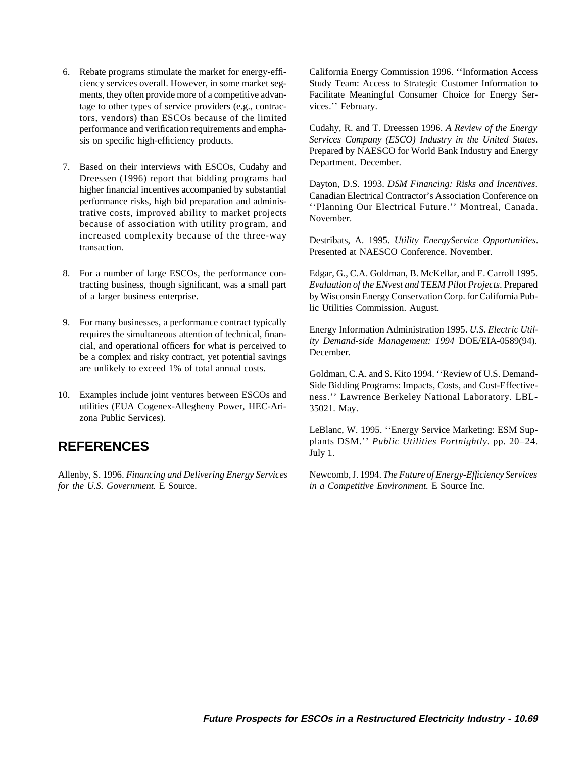6. Rebate programs stimulate the market for energy-efficiency services overall. However, in some market segments, they often provide more of a competitive advantage to other types of service providers (e.g., contractors, vendors) than ESCOs because of the limited performance and verification requirements and emphasis on specific high-efficiency products.

7. Based on their interviews with ESCOs, Cudahy and Dreessen (1996) report that bidding programs had higher financial incentives accompanied by substantial performance risks, high bid preparation and administrative costs, improved ability to market projects because of association with utility program, and increased complexity because of the three-way transaction.

8. For a number of large ESCOs, the performance contracting business, though significant, was a small part of a larger business enterprise.

9. For many businesses, a performance contract typically requires the simultaneous attention of technical, financial, and operational officers for what is perceived to be a complex and risky contract, yet potential savings are unlikely to exceed 1% of total annual costs.

10. Examples include joint ventures between ESCOs and utilities (EUA Cogenex-Allegheny Power, HEC-Arizona Public Services).

## REFERENCES

Allenby, S. 1996. *Financing and Delivering Energy Services for the U.S. Government.* E Source.

California Energy Commission 1996. ''Information Access Study Team: Access to Strategic Customer Information to Facilitate Meaningful Consumer Choice for Energy Services.'' February.

Cudahy, R. and T. Dreessen 1996. *A Review of the Energy Services Company (ESCO) Industry in the United States*. Prepared by NAESCO for World Bank Industry and Energy Department. December.

Dayton, D.S. 1993. *DSM Financing: Risks and Incentives*. Canadian Electrical Contractor's Association Conference on ''Planning Our Electrical Future.'' Montreal, Canada. November.

Destribats, A. 1995. *Utility EnergyService Opportunities*. Presented at NAESCO Conference. November.

Edgar, G., C.A. Goldman, B. McKellar, and E. Carroll 1995. *Evaluation of the ENvest and TEEM Pilot Projects*. Prepared by Wisconsin Energy Conservation Corp. for California Public Utilities Commission. August.

Energy Information Administration 1995. *U.S. Electric Utility Demand-side Management: 1994* DOE/EIA-0589(94). December.

Goldman, C.A. and S. Kito 1994. ''Review of U.S. Demand-Side Bidding Programs: Impacts, Costs, and Cost-Effectiveness.'' Lawrence Berkeley National Laboratory. LBL-35021. May.

LeBlanc, W. 1995. ''Energy Service Marketing: ESM Supplants DSM.'' *Public Utilities Fortnightly*. pp. 20–24. July 1.

Newcomb, J. 1994. *The Future of Energy-Efficiency Services in a Competitive Environment.* E Source Inc.